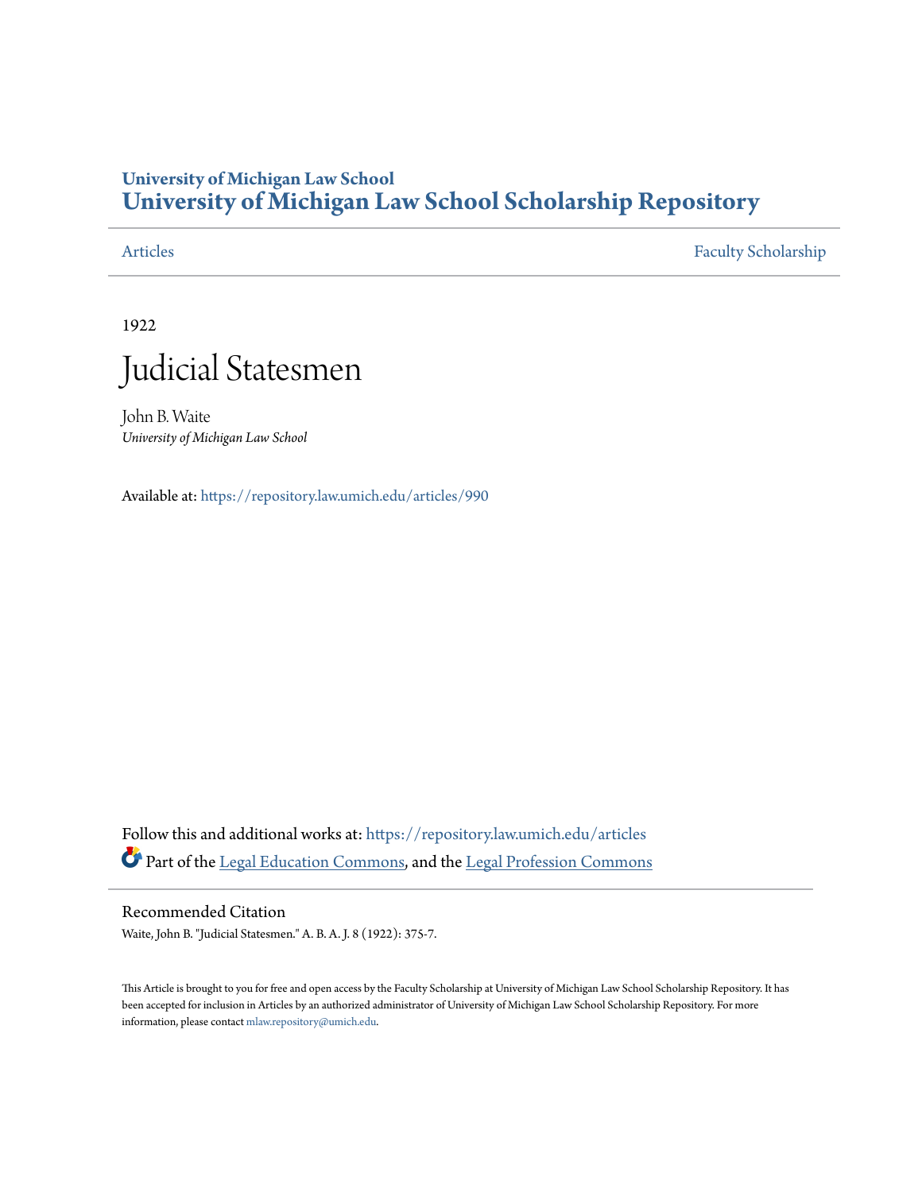# University of Michigan Law School
# University of Michigan Law School Scholarship Repository

Articles | Faculty Scholarship

1922

# Judicial Statesmen

John B. Waite
*University of Michigan Law School*

Available at: https://repository.law.umich.edu/articles/990

Follow this and additional works at: https://repository.law.umich.edu/articles

Part of the Legal Education Commons, and the Legal Profession Commons

## Recommended Citation

Waite, John B. "Judicial Statesmen." A. B. A. J. 8 (1922): 375-7.

This Article is brought to you for free and open access by the Faculty Scholarship at University of Michigan Law School Scholarship Repository. It has been accepted for inclusion in Articles by an authorized administrator of University of Michigan Law School Scholarship Repository. For more information, please contact mlaw.repository@umich.edu.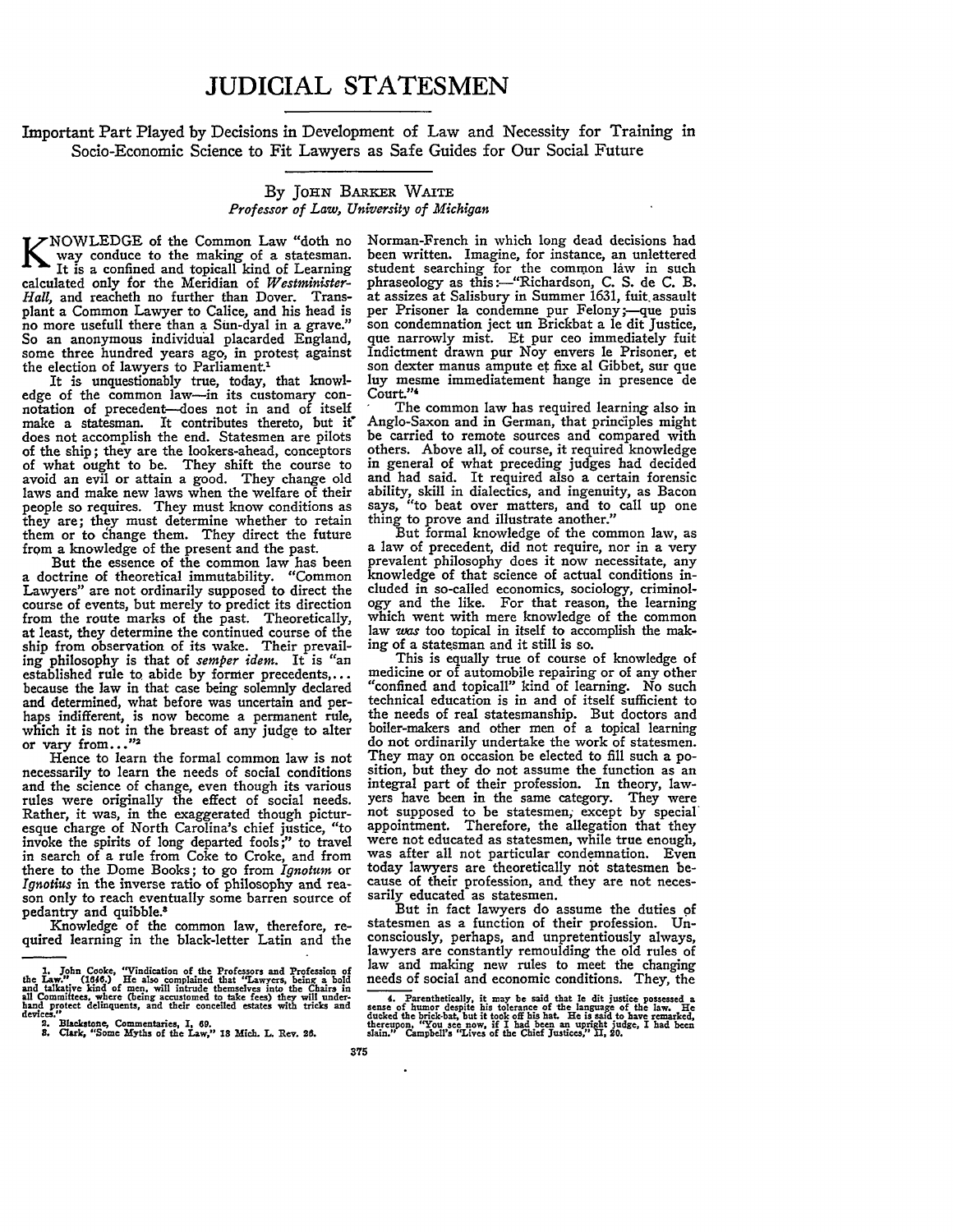# JUDICIAL STATESMEN

Important Part Played by Decisions in Development of Law and Necessity for Training in Socio-Economic Science to Fit Lawyers as Safe Guides for Our Social Future

By JOHN BARKER WAITE
*Professor of Law, University of Michigan*

KNOWLEDGE of the Common Law "doth no way conduce to the making of a statesman. It is a confined and topicall kind of Learning calculated only for the Meridian of *Westminister-Hall*, and reacheth no further than Dover. Transplant a Common Lawyer to Calice, and his head is no more usefull there than a Sun-dyal in a grave." So an anonymous individual placarded England, some three hundred years ago, in protest against the election of lawyers to Parliament.[1]

It is unquestionably true, today, that knowledge of the common law—in its customary connotation of precedent—does not in and of itself make a statesman. It contributes thereto, but it does not accomplish the end. Statesmen are pilots of the ship; they are the lookers-ahead, conceptors of what ought to be. They shift the course to avoid an evil or attain a good. They change old laws and make new laws when the welfare of their people so requires. They must know conditions as they are; they must determine whether to retain them or to change them. They direct the future from a knowledge of the present and the past.

But the essence of the common law has been a doctrine of theoretical immutability. "Common Lawyers" are not ordinarily supposed to direct the course of events, but merely to predict its direction from the route marks of the past. Theoretically, at least, they determine the continued course of the ship from observation of its wake. Their prevailing philosophy is that of *semper idem*. It is "an established rule to abide by former precedents,... because the law in that case being solemnly declared and determined, what before was uncertain and perhaps indifferent, is now become a permanent rule, which it is not in the breast of any judge to alter or vary from..."[2]

Hence to learn the formal common law is not necessarily to learn the needs of social conditions and the science of change, even though its various rules were originally the effect of social needs. Rather, it was, in the exaggerated though picturesque charge of North Carolina's chief justice, "to invoke the spirits of long departed fools;" to travel in search of a rule from Coke to Croke, and from there to the Dome Books; to go from *Ignotum* or *Ignotius* in the inverse ratio of philosophy and reason only to reach eventually some barren source of pedantry and quibble.[3]

Knowledge of the common law, therefore, required learning in the black-letter Latin and the Norman-French in which long dead decisions had been written. Imagine, for instance, an unlettered student searching for the common law in such phraseology as this:—"Richardson, C. S. de C. B. at assizes at Salisbury in Summer 1631, fuit assault per Prisoner la condemne pur Felony;—que puis son condemnation ject un Brickbat a le dit Justice, que narrowly mist. Et pur ceo immediately fuit Indictment drawn pur Noy envers le Prisoner, et son dexter manus ampute et fixe al Gibbet, sur que luy mesme immediatement hange in presence de Court."[4]

The common law has required learning also in Anglo-Saxon and in German, that principles might be carried to remote sources and compared with others. Above all, of course, it required knowledge in general of what preceding judges had decided and had said. It required also a certain forensic ability, skill in dialectics, and ingenuity, as Bacon says, "to beat over matters, and to call up one thing to prove and illustrate another."

But formal knowledge of the common law, as a law of precedent, did not require, nor in a very prevalent philosophy does it now necessitate, any knowledge of that science of actual conditions included in so-called economics, sociology, criminology and the like. For that reason, the learning which went with mere knowledge of the common law *was* too topical in itself to accomplish the making of a statesman and it still is so.

This is equally true of course of knowledge of medicine or of automobile repairing or of any other "confined and topicall" kind of learning. No such technical education is in and of itself sufficient to the needs of real statesmanship. But doctors and boiler-makers and other men of a topical learning do not ordinarily undertake the work of statesmen. They may on occasion be elected to fill such a position, but they do not assume the function as an integral part of their profession. In theory, lawyers have been in the same category. They were not supposed to be statesmen, except by special appointment. Therefore, the allegation that they were not educated as statesmen, while true enough, was after all not particular condemnation. Even today lawyers are theoretically not statesmen because of their profession, and they are not necessarily educated as statesmen.

But in fact lawyers do assume the duties of statesmen as a function of their profession. Unconsciously, perhaps, and unpretentiously always, lawyers are constantly remoulding the old rules of law and making new rules to meet the changing needs of social and economic conditions. They, the

---

1. John Cooke, "Vindication of the Professors and Profession of the Law." (1646.) He also complained that "Lawyers, being a bold and talkative kind of men, will intrude themselves into the Chairs in all Committees, where (being accustomed to take fees) they will underhand protect delinquents, and their concelled estates with tricks and devices."

2. Blackstone, Commentaries, I, 69.

3. Clark, "Some Myths of the Law," 18 Mich. L. Rev. 26.

4. Parenthetically, it may be said that le dit justice possessed a sense of humor despite his tolerance of the language of the law. He ducked the brick-bat, but it took off his hat. He is said to have remarked, thereupon, "You see now, if I had been an upright judge, I had been slain." Campbell's "Lives of the Chief Justices," II, 20.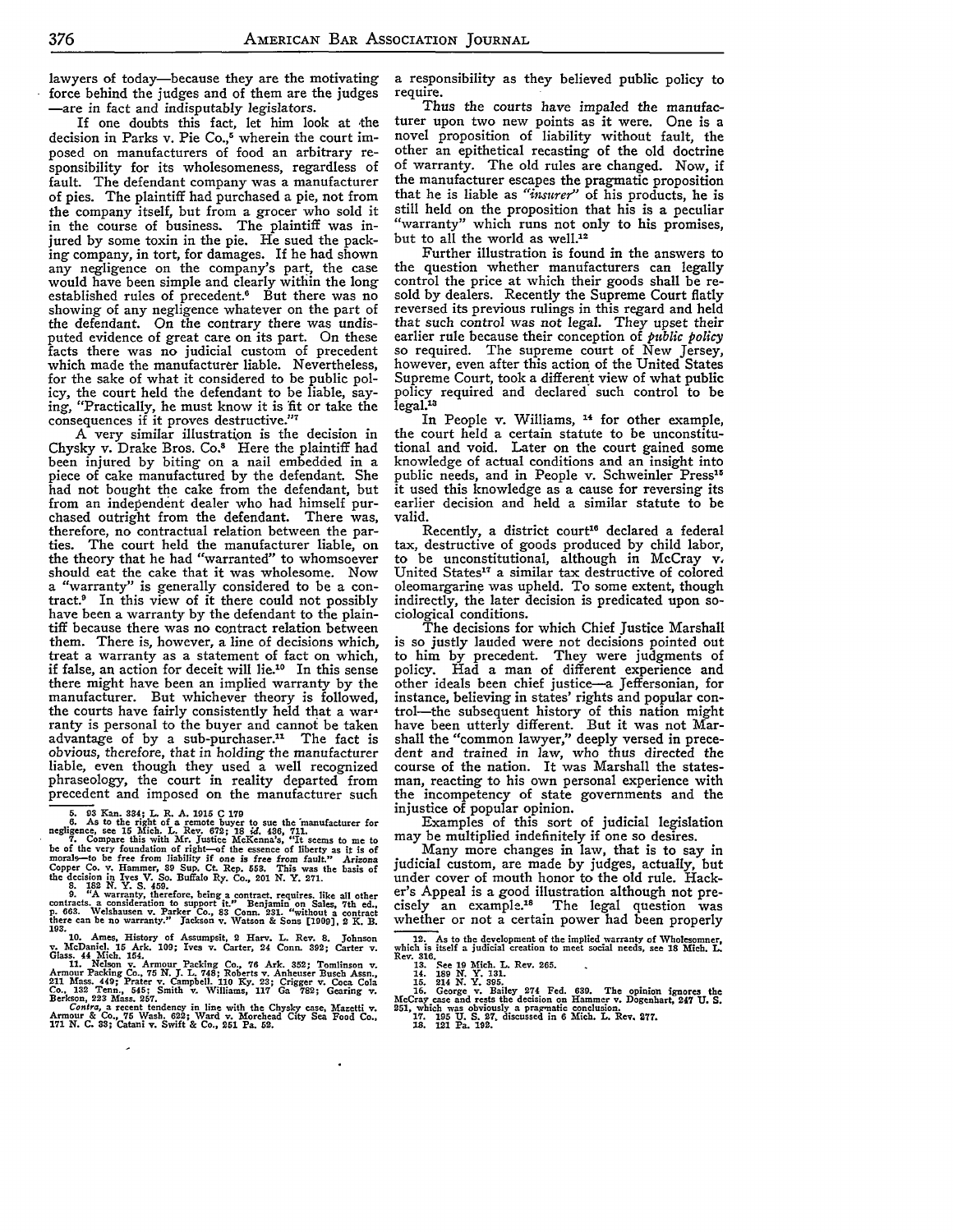lawyers of today—because they are the motivating force behind the judges and of them are the judges —are in fact and indisputably legislators.

If one doubts this fact, let him look at the decision in Parks v. Pie Co.,[5] wherein the court imposed on manufacturers of food an arbitrary responsibility for its wholesomeness, regardless of fault. The defendant company was a manufacturer of pies. The plaintiff had purchased a pie, not from the company itself, but from a grocer who sold it in the course of business. The plaintiff was injured by some toxin in the pie. He sued the packing company, in tort, for damages. If he had shown any negligence on the company's part, the case would have been simple and clearly within the long established rules of precedent.[6] But there was no showing of any negligence whatever on the part of the defendant. On the contrary there was undisputed evidence of great care on its part. On these facts there was no judicial custom of precedent which made the manufacturer liable. Nevertheless, for the sake of what it considered to be public policy, the court held the defendant to be liable, saying, "Practically, he must know it is fit or take the consequences if it proves destructive."[7]

A very similar illustration is the decision in Chysky v. Drake Bros. Co.[8] Here the plaintiff had been injured by biting on a nail embedded in a piece of cake manufactured by the defendant. She had not bought the cake from the defendant, but from an independent dealer who had himself purchased outright from the defendant. There was, therefore, no contractual relation between the parties. The court held the manufacturer liable, on the theory that he had "warranted" to whomsoever should eat the cake that it was wholesome. Now a "warranty" is generally considered to be a contract.[9] In this view of it there could not possibly have been a warranty by the defendant to the plaintiff because there was no contract relation between them. There is, however, a line of decisions which, treat a warranty as a statement of fact on which, if false, an action for deceit will lie.[10] In this sense there might have been an implied warranty by the manufacturer. But whichever theory is followed, the courts have fairly consistently held that a warranty is personal to the buyer and cannot be taken advantage of by a sub-purchaser.[11] The fact is *obvious, therefore, that in holding the manufacturer* liable, even though they used a well recognized phraseology, the court in reality departed from precedent and imposed on the manufacturer such a responsibility as they believed public policy to require.

*Thus the courts have impaled the manufacturer* upon two new points as it were. One is a novel proposition of liability without fault, the other an epithetical recasting of the old doctrine of warranty. The old rules are changed. Now, if the manufacturer escapes the pragmatic proposition that he is liable as *"insurer"* of his products, he is still held on the proposition that his is a peculiar "warranty" which runs not only to his promises, but to all the world as well.[12]

Further illustration is found in the answers to the question whether manufacturers can legally control the price at which their goods shall be resold by dealers. Recently the Supreme Court flatly reversed its previous rulings in this regard and held *that such control was not legal. They upset their* earlier rule because their conception of *public policy* so required. The supreme court of New Jersey, however, even after this action of the United States Supreme Court, took a different view of what public policy required and declared such control to be legal.[13]

In People v. Williams, [14] for other example, the court held a certain statute to be unconstitutional and void. Later on the court gained some knowledge of actual conditions and an insight into public needs, and in People v. Schweinler Press[15] it used this knowledge as a cause for reversing its earlier decision and held a similar statute to be valid.

Recently, a district court[16] declared a federal tax, destructive of goods produced by child labor, to be unconstitutional, although in McCray v. United States[17] a similar tax destructive of colored oleomargarine was upheld. To some extent, though indirectly, the later decision is predicated upon sociological conditions.

The decisions for which Chief Justice Marshall is so justly lauded were not decisions pointed out to him by precedent. They were judgments of policy. Had a man of different experience and other ideals been chief justice—a Jeffersonian, for instance, believing in states' rights and popular control—the subsequent history of this nation might have been utterly different. But it was not Marshall the "common lawyer," deeply versed in precedent *and trained in law, who thus directed the* course of the nation. It was Marshall the statesman, reacting to his own personal experience with the incompetency of state governments and the injustice of popular opinion.

Examples of this sort of judicial legislation may be multiplied indefinitely if one so desires.

Many more changes in law, that is to say in judicial custom, are made by judges, actually, but under cover of mouth honor to the old rule. Hacker's Appeal is a good illustration although not precisely an example.[18] The legal question was whether or not a certain power had been properly

---

5. 93 Kan. 334; L. R. A. 1915 C 179

6. As to the right of a remote buyer to sue the manufacturer for negligence, see 15 Mich. L. Rev. 672; 18 *id.* 436, 711.

7. Compare this with Mr. Justice McKenna's, "It seems to me to be of the very foundation of right—of the essence of liberty as it is of morals—to be free from liability if one is free from fault." Arizona Copper Co. v. Hammer, 39 Sup. Ct. Rep. 553. This was the basis of the decision in Ives V. So. Buffalo Ry. Co., 201 N. Y. 271.

8. 182 N. Y. S. 459.

9. "A warranty, therefore, being a contract, requires, like all other contracts, a consideration to support it." Benjamin on Sales, 7th ed., p. 663. Welshausen v. Parker Co., 83 Conn. 231. "without a contract there can be no warranty." Jackson v. Watson & Sons [1909], 2 K. B. 193.

10. Ames, History of Assumpsit, 2 Harv. L. Rev. 8. Johnson v. McDaniel, 15 Ark. 109; Ives v. Carter, 24 Conn. 392; Carter v. Glass, 44 Mich. 154.

11. Nelson v. Armour Packing Co., 76 Ark. 352; Tomlinson v. Armour Packing Co., 75 N. J. L. 748; Roberts v. Anheuser Busch Assn., 211 Mass. 449; Prater v. Campbell, 110 Ky. 23; Crigger v. Coca Cola Co., 132 Tenn., 545; Smith v. Williams, 117 Ga 782; Gearing v. Berkson, 223 Mass. 257.

*Contra*, a recent tendency in line with the Chysky case, Mazetti v. Armour & Co., 75 Wash. 622; Ward v. Morehead City Sea Food Co., 171 N. C. 33; Catani v. Swift & Co., 251 Pa. 52.

12. As to the development of the implied warranty of Wholesomness, which is itself a judicial creation to meet social needs, see 18 Mich. L. Rev. 316.

13. See 19 Mich. L. Rev. 265.

14. 189 N. Y. 131.

15. 214 N. Y. 395.

16. George v. Bailey 274 Fed. 639. The opinion ignores the McCray case and rests the decision on Hammer v. Dogenhart, 247 U. S. 251, which was obviously a pragmatic conclusion.

17. 195 U. S. 27, discussed in 6 Mich. L. Rev. 277.

18. 121 Pa. 192.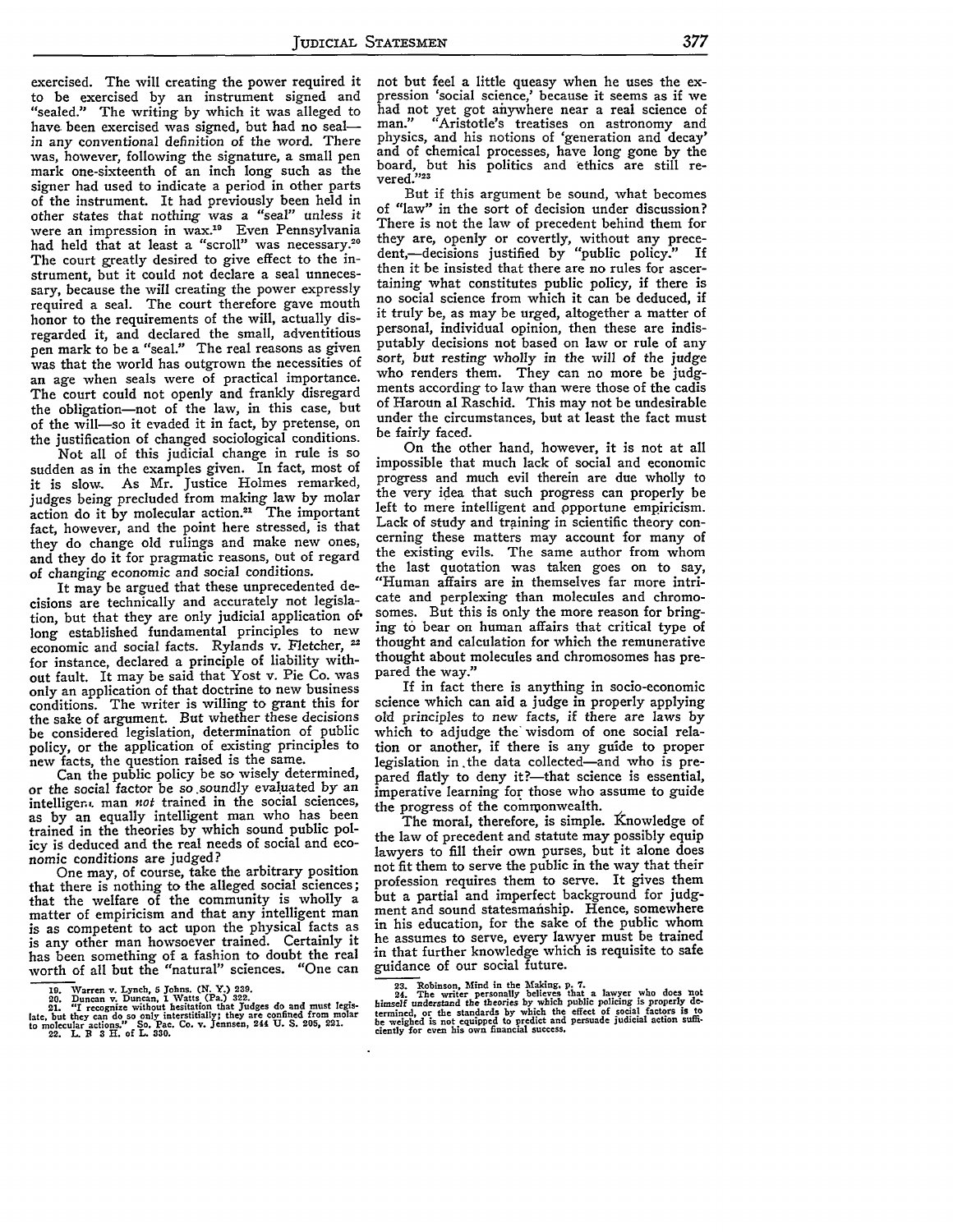exercised. The will creating the power required it to be exercised by an instrument signed and "sealed." The writing by which it was alleged to have been exercised was signed, but had no seal—*in any conventional definition* of the word. There was, however, following the signature, a small pen mark one-sixteenth of an inch long such as the signer had used to indicate a period in other parts of the instrument. It had previously been held in other states that nothing was a "seal" unless it were an impression in wax.[19] Even Pennsylvania had held that at least a "scroll" was necessary.[20] The court greatly desired to give effect to the instrument, but it could not declare a seal unnecessary, because the will creating the power expressly required a seal. The court therefore gave mouth honor to the requirements of the will, actually disregarded it, and declared the small, adventitious pen mark to be a "seal." The real reasons as given was that the world has outgrown the necessities of an age when seals were of practical importance. The court could not openly and frankly disregard the obligation—not of the law, in this case, but of the will—so it evaded it in fact, by pretense, on the justification of changed sociological conditions.

Not all of this judicial change in rule is so sudden as in the examples given. In fact, most of it is slow. As Mr. Justice Holmes remarked, judges being precluded from making law by molar action do it by molecular action.[21] The important fact, however, and the point here stressed, is that they do change old rulings and make new ones, and they do it for pragmatic reasons, out of regard of changing economic and social conditions.

It may be argued that these unprecedented decisions are technically and accurately not legislation, but that they are only judicial application of long established fundamental principles to new economic and social facts. Rylands v. Fletcher, [22] for instance, declared a principle of liability without fault. It may be said that Yost v. Pie Co. was only an application of that doctrine to new business conditions. The writer is willing to grant this for the sake of argument. But whether these decisions be considered legislation, determination of public policy, or the application of existing principles to new facts, the question raised is the same.

Can the public policy be so wisely determined, or the social factor be so soundly evaluated by an intelligent man *not* trained in the social sciences, as by an equally intelligent man who has been trained in the theories by which sound public policy is deduced and the real needs of social and economic conditions are judged?

One may, of course, take the arbitrary position that there is nothing to the alleged social sciences; that the welfare of the community is wholly a matter of empiricism and that any intelligent man is as competent to act upon the physical facts as is any other man howsoever trained. Certainly it has been something of a fashion to doubt the real worth of all but the "natural" sciences. "One can not but feel a little queasy when he uses the expression 'social science,' because it seems as if we had not yet got anywhere near a real science of man." "Aristotle's treatises on astronomy and physics, and his notions of 'generation and decay' and of chemical processes, have long gone by the board, but his politics and ethics are still revered."[23]

But if this argument be sound, what becomes of "law" in the sort of decision under discussion? There is not the law of precedent behind them for they are, openly or covertly, without any precedent,—decisions justified by "public policy." If then it be insisted that there are no rules for ascertaining what constitutes public policy, if there is no social science from which it can be deduced, if it truly be, as may be urged, altogether a matter of personal, individual opinion, then these are indisputably decisions not based on law or rule of any sort, but resting wholly in the will of the judge who renders them. They can no more be judgments according to law than were those of the cadis of Haroun al Raschid. This may not be undesirable under the circumstances, but at least the fact must be fairly faced.

On the other hand, however, it is not at all impossible that much lack of social and economic progress and much evil therein are due wholly to the very idea that such progress can properly be left to mere intelligent and opportune empiricism. Lack of study and training in scientific theory concerning these matters may account for many of the existing evils. The same author from whom the last quotation was taken goes on to say, "Human affairs are in themselves far more intricate and perplexing than molecules and chromosomes. But this is only the more reason for bringing to bear on human affairs that critical type of thought and calculation for which the remunerative thought about molecules and chromosomes has prepared the way."

If in fact there is anything in socio-economic science which can aid a judge in properly applying old principles to new facts, if there are laws by which to adjudge the wisdom of one social relation or another, if there is any guide to proper legislation in the data collected—and who is prepared flatly to deny it?—that science is essential, imperative learning for those who assume to guide the progress of the commonwealth.

The moral, therefore, is simple. Knowledge of the law of precedent and statute may possibly equip lawyers to fill their own purses, but it alone does not fit them to serve the public in the way that their profession requires them to serve. It gives them but a partial and imperfect background for judgment and sound statesmanship. Hence, somewhere in his education, for the sake of the public whom he assumes to serve, every lawyer must be trained in that further knowledge which is requisite to safe guidance of our social future.

---

19. Warren v. Lynch, 5 Johns. (N. Y.) 239.
20. Duncan v. Duncan, 1 Watts (Pa.) 322.
21. "I recognize without hesitation that Judges do and must legislate, but they can do so only interstitially; they are confined from molar to molecular actions." So. Pac. Co. v. Jennsen, 244 U. S. 205, 221.
22. L. R 3 H. of L. 330.
23. Robinson, Mind in the Making, p. 7.
24. The writer personally believes that a lawyer who does not himself understand the theories by which public policing is properly determined, or the standards by which the effect of social factors is to be weighed is not equipped to predict and persuade judicial action sufficiently for even his own financial success.